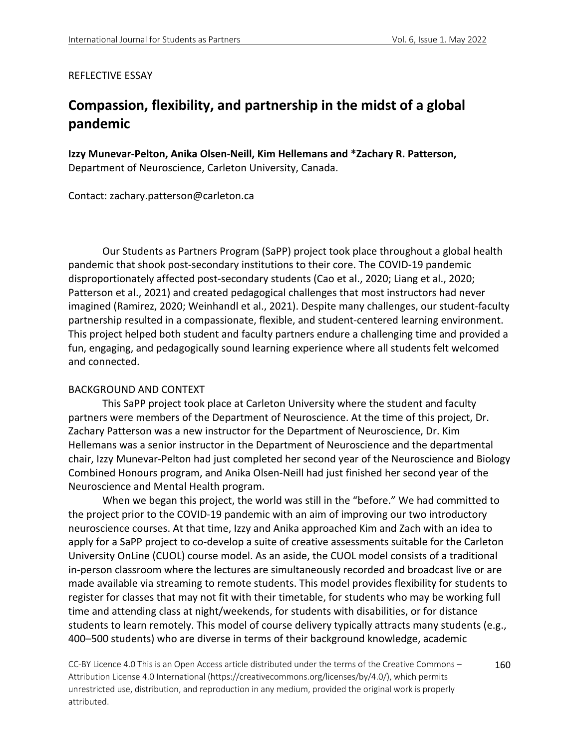REFLECTIVE ESSAY

# Compassion, flexibility, and partnership in the midst of a global pandemic

**Izzy Munevar-Pelton, Anika Olsen-Neill, Kim Hellemans and *Zachary R. Patterson,** Department of Neuroscience, Carleton University, Canada.

Contact: zachary.patterson@carleton.ca

Our Students as Partners Program (SaPP) project took place throughout a global health pandemic that shook post-secondary institutions to their core. The COVID-19 pandemic disproportionately affected post-secondary students (Cao et al., 2020; Liang et al., 2020; Patterson et al., 2021) and created pedagogical challenges that most instructors had never imagined (Ramirez, 2020; Weinhandl et al., 2021). Despite many challenges, our student-faculty partnership resulted in a compassionate, flexible, and student-centered learning environment. This project helped both student and faculty partners endure a challenging time and provided a fun, engaging, and pedagogically sound learning experience where all students felt welcomed and connected.

## BACKGROUND AND CONTEXT

This SaPP project took place at Carleton University where the student and faculty partners were members of the Department of Neuroscience. At the time of this project, Dr. Zachary Patterson was a new instructor for the Department of Neuroscience, Dr. Kim Hellemans was a senior instructor in the Department of Neuroscience and the departmental chair, Izzy Munevar-Pelton had just completed her second year of the Neuroscience and Biology Combined Honours program, and Anika Olsen-Neill had just finished her second year of the Neuroscience and Mental Health program.

When we began this project, the world was still in the "before." We had committed to the project prior to the COVID-19 pandemic with an aim of improving our two introductory neuroscience courses. At that time, Izzy and Anika approached Kim and Zach with an idea to apply for a SaPP project to co-develop a suite of creative assessments suitable for the Carleton University OnLine (CUOL) course model. As an aside, the CUOL model consists of a traditional in-person classroom where the lectures are simultaneously recorded and broadcast live or are made available via streaming to remote students. This model provides flexibility for students to register for classes that may not fit with their timetable, for students who may be working full time and attending class at night/weekends, for students with disabilities, or for distance students to learn remotely. This model of course delivery typically attracts many students (e.g., 400–500 students) who are diverse in terms of their background knowledge, academic

CC-BY Licence 4.0 This is an Open Access article distributed under the terms of the Creative Commons – Attribution License 4.0 International (https://creativecommons.org/licenses/by/4.0/), which permits unrestricted use, distribution, and reproduction in any medium, provided the original work is properly attributed.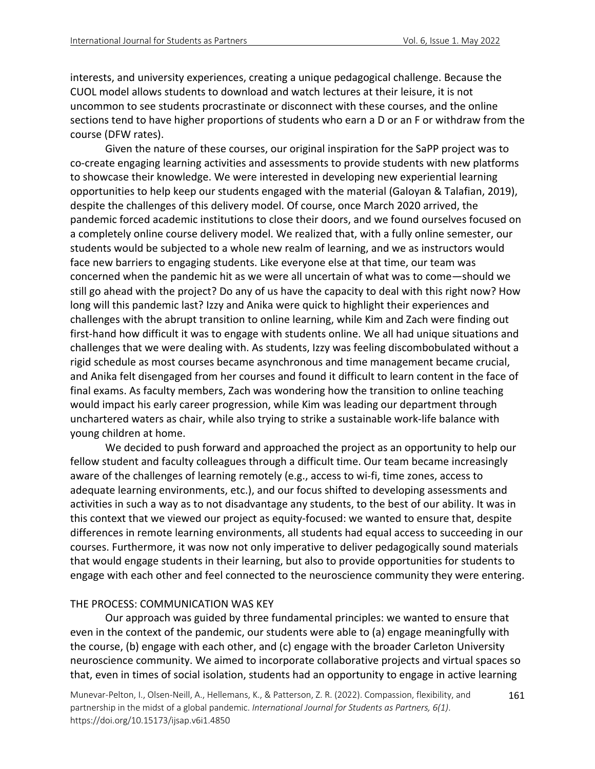interests, and university experiences, creating a unique pedagogical challenge. Because the CUOL model allows students to download and watch lectures at their leisure, it is not uncommon to see students procrastinate or disconnect with these courses, and the online sections tend to have higher proportions of students who earn a D or an F or withdraw from the course (DFW rates).

Given the nature of these courses, our original inspiration for the SaPP project was to co-create engaging learning activities and assessments to provide students with new platforms to showcase their knowledge. We were interested in developing new experiential learning opportunities to help keep our students engaged with the material (Galoyan & Talafian, 2019), despite the challenges of this delivery model. Of course, once March 2020 arrived, the pandemic forced academic institutions to close their doors, and we found ourselves focused on a completely online course delivery model. We realized that, with a fully online semester, our students would be subjected to a whole new realm of learning, and we as instructors would face new barriers to engaging students. Like everyone else at that time, our team was concerned when the pandemic hit as we were all uncertain of what was to come—should we still go ahead with the project? Do any of us have the capacity to deal with this right now? How long will this pandemic last? Izzy and Anika were quick to highlight their experiences and challenges with the abrupt transition to online learning, while Kim and Zach were finding out first-hand how difficult it was to engage with students online. We all had unique situations and challenges that we were dealing with. As students, Izzy was feeling discombobulated without a rigid schedule as most courses became asynchronous and time management became crucial, and Anika felt disengaged from her courses and found it difficult to learn content in the face of final exams. As faculty members, Zach was wondering how the transition to online teaching would impact his early career progression, while Kim was leading our department through unchartered waters as chair, while also trying to strike a sustainable work-life balance with young children at home.

We decided to push forward and approached the project as an opportunity to help our fellow student and faculty colleagues through a difficult time. Our team became increasingly aware of the challenges of learning remotely (e.g., access to wi-fi, time zones, access to adequate learning environments, etc.), and our focus shifted to developing assessments and activities in such a way as to not disadvantage any students, to the best of our ability. It was in this context that we viewed our project as equity-focused: we wanted to ensure that, despite differences in remote learning environments, all students had equal access to succeeding in our courses. Furthermore, it was now not only imperative to deliver pedagogically sound materials that would engage students in their learning, but also to provide opportunities for students to engage with each other and feel connected to the neuroscience community they were entering.

## THE PROCESS: COMMUNICATION WAS KEY

Our approach was guided by three fundamental principles: we wanted to ensure that even in the context of the pandemic, our students were able to (a) engage meaningfully with the course, (b) engage with each other, and (c) engage with the broader Carleton University neuroscience community. We aimed to incorporate collaborative projects and virtual spaces so that, even in times of social isolation, students had an opportunity to engage in active learning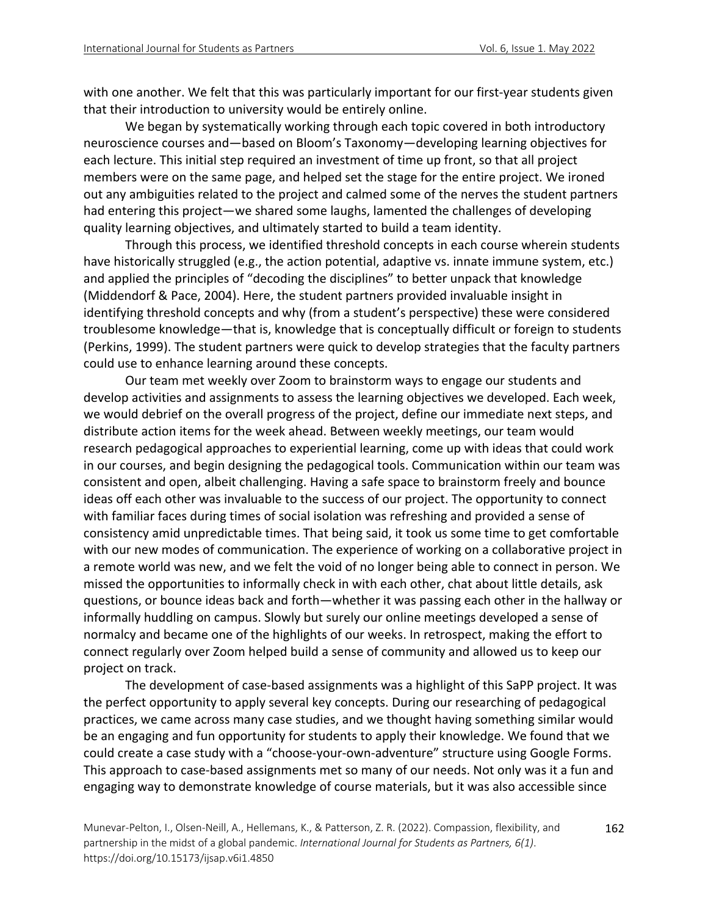with one another. We felt that this was particularly important for our first-year students given that their introduction to university would be entirely online.

We began by systematically working through each topic covered in both introductory neuroscience courses and—based on Bloom's Taxonomy—developing learning objectives for each lecture. This initial step required an investment of time up front, so that all project members were on the same page, and helped set the stage for the entire project. We ironed out any ambiguities related to the project and calmed some of the nerves the student partners had entering this project—we shared some laughs, lamented the challenges of developing quality learning objectives, and ultimately started to build a team identity.

Through this process, we identified threshold concepts in each course wherein students have historically struggled (e.g., the action potential, adaptive vs. innate immune system, etc.) and applied the principles of "decoding the disciplines" to better unpack that knowledge (Middendorf & Pace, 2004). Here, the student partners provided invaluable insight in identifying threshold concepts and why (from a student's perspective) these were considered troublesome knowledge—that is, knowledge that is conceptually difficult or foreign to students (Perkins, 1999). The student partners were quick to develop strategies that the faculty partners could use to enhance learning around these concepts.

Our team met weekly over Zoom to brainstorm ways to engage our students and develop activities and assignments to assess the learning objectives we developed. Each week, we would debrief on the overall progress of the project, define our immediate next steps, and distribute action items for the week ahead. Between weekly meetings, our team would research pedagogical approaches to experiential learning, come up with ideas that could work in our courses, and begin designing the pedagogical tools. Communication within our team was consistent and open, albeit challenging. Having a safe space to brainstorm freely and bounce ideas off each other was invaluable to the success of our project. The opportunity to connect with familiar faces during times of social isolation was refreshing and provided a sense of consistency amid unpredictable times. That being said, it took us some time to get comfortable with our new modes of communication. The experience of working on a collaborative project in a remote world was new, and we felt the void of no longer being able to connect in person. We missed the opportunities to informally check in with each other, chat about little details, ask questions, or bounce ideas back and forth—whether it was passing each other in the hallway or informally huddling on campus. Slowly but surely our online meetings developed a sense of normalcy and became one of the highlights of our weeks. In retrospect, making the effort to connect regularly over Zoom helped build a sense of community and allowed us to keep our project on track.

The development of case-based assignments was a highlight of this SaPP project. It was the perfect opportunity to apply several key concepts. During our researching of pedagogical practices, we came across many case studies, and we thought having something similar would be an engaging and fun opportunity for students to apply their knowledge. We found that we could create a case study with a "choose-your-own-adventure" structure using Google Forms. This approach to case-based assignments met so many of our needs. Not only was it a fun and engaging way to demonstrate knowledge of course materials, but it was also accessible since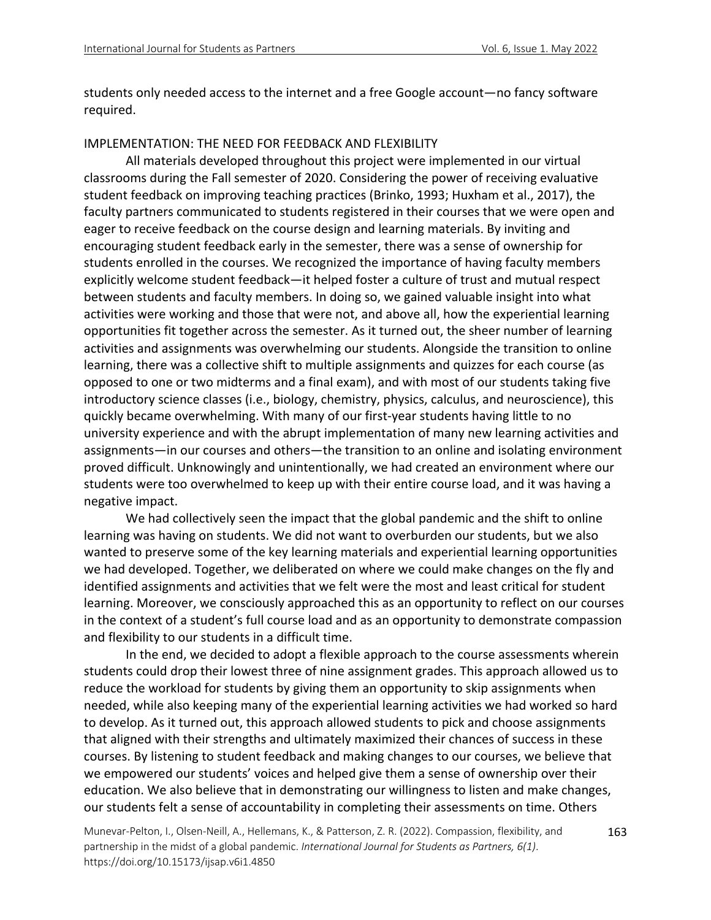students only needed access to the internet and a free Google account—no fancy software required.

## IMPLEMENTATION: THE NEED FOR FEEDBACK AND FLEXIBILITY

All materials developed throughout this project were implemented in our virtual classrooms during the Fall semester of 2020. Considering the power of receiving evaluative student feedback on improving teaching practices (Brinko, 1993; Huxham et al., 2017), the faculty partners communicated to students registered in their courses that we were open and eager to receive feedback on the course design and learning materials. By inviting and encouraging student feedback early in the semester, there was a sense of ownership for students enrolled in the courses. We recognized the importance of having faculty members explicitly welcome student feedback—it helped foster a culture of trust and mutual respect between students and faculty members. In doing so, we gained valuable insight into what activities were working and those that were not, and above all, how the experiential learning opportunities fit together across the semester. As it turned out, the sheer number of learning activities and assignments was overwhelming our students. Alongside the transition to online learning, there was a collective shift to multiple assignments and quizzes for each course (as opposed to one or two midterms and a final exam), and with most of our students taking five introductory science classes (i.e., biology, chemistry, physics, calculus, and neuroscience), this quickly became overwhelming. With many of our first-year students having little to no university experience and with the abrupt implementation of many new learning activities and assignments—in our courses and others—the transition to an online and isolating environment proved difficult. Unknowingly and unintentionally, we had created an environment where our students were too overwhelmed to keep up with their entire course load, and it was having a negative impact.

We had collectively seen the impact that the global pandemic and the shift to online learning was having on students. We did not want to overburden our students, but we also wanted to preserve some of the key learning materials and experiential learning opportunities we had developed. Together, we deliberated on where we could make changes on the fly and identified assignments and activities that we felt were the most and least critical for student learning. Moreover, we consciously approached this as an opportunity to reflect on our courses in the context of a student's full course load and as an opportunity to demonstrate compassion and flexibility to our students in a difficult time.

In the end, we decided to adopt a flexible approach to the course assessments wherein students could drop their lowest three of nine assignment grades. This approach allowed us to reduce the workload for students by giving them an opportunity to skip assignments when needed, while also keeping many of the experiential learning activities we had worked so hard to develop. As it turned out, this approach allowed students to pick and choose assignments that aligned with their strengths and ultimately maximized their chances of success in these courses. By listening to student feedback and making changes to our courses, we believe that we empowered our students' voices and helped give them a sense of ownership over their education. We also believe that in demonstrating our willingness to listen and make changes, our students felt a sense of accountability in completing their assessments on time. Others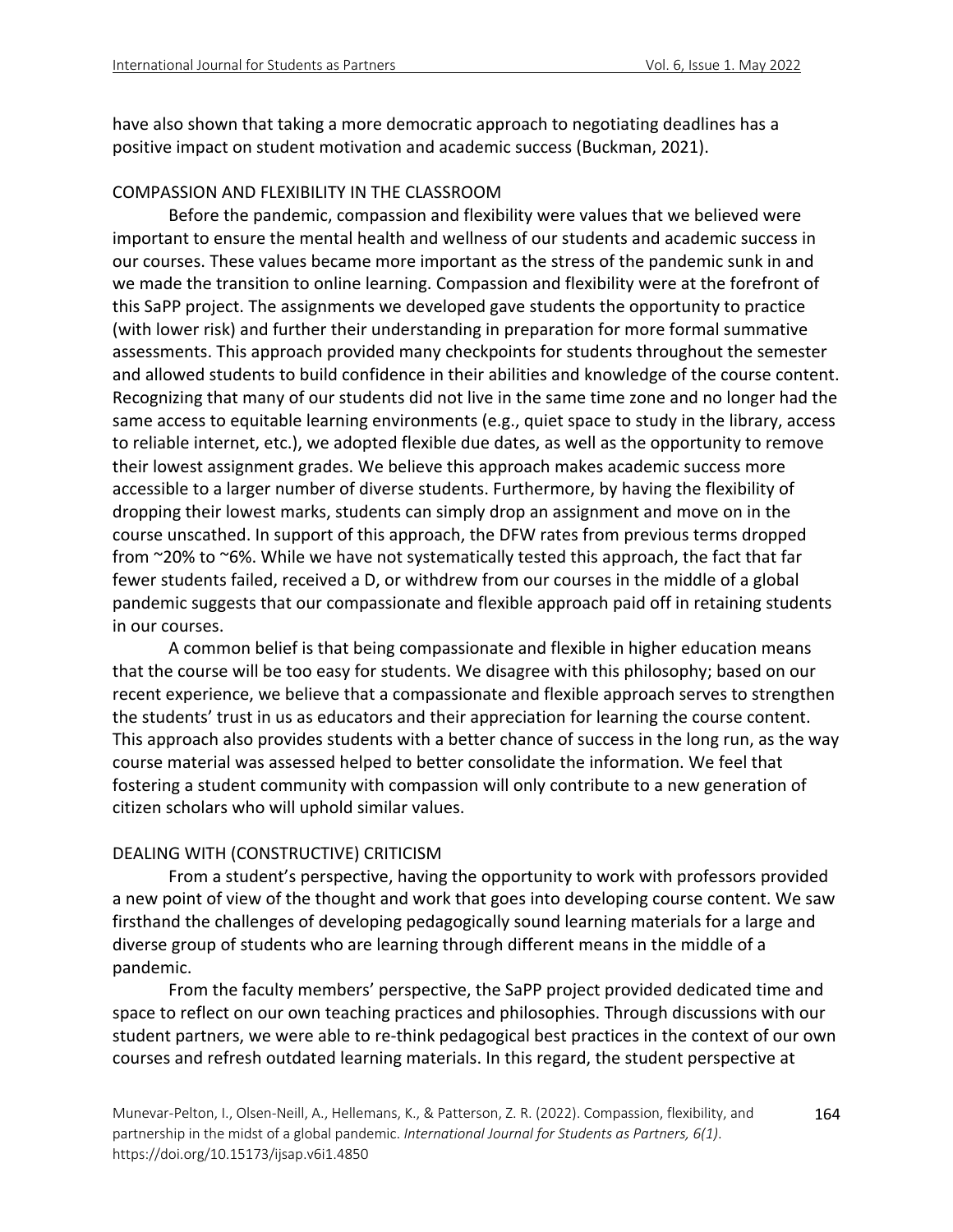have also shown that taking a more democratic approach to negotiating deadlines has a positive impact on student motivation and academic success (Buckman, 2021).

## COMPASSION AND FLEXIBILITY IN THE CLASSROOM

Before the pandemic, compassion and flexibility were values that we believed were important to ensure the mental health and wellness of our students and academic success in our courses. These values became more important as the stress of the pandemic sunk in and we made the transition to online learning. Compassion and flexibility were at the forefront of this SaPP project. The assignments we developed gave students the opportunity to practice (with lower risk) and further their understanding in preparation for more formal summative assessments. This approach provided many checkpoints for students throughout the semester and allowed students to build confidence in their abilities and knowledge of the course content. Recognizing that many of our students did not live in the same time zone and no longer had the same access to equitable learning environments (e.g., quiet space to study in the library, access to reliable internet, etc.), we adopted flexible due dates, as well as the opportunity to remove their lowest assignment grades. We believe this approach makes academic success more accessible to a larger number of diverse students. Furthermore, by having the flexibility of dropping their lowest marks, students can simply drop an assignment and move on in the course unscathed. In support of this approach, the DFW rates from previous terms dropped from ~20% to ~6%. While we have not systematically tested this approach, the fact that far fewer students failed, received a D, or withdrew from our courses in the middle of a global pandemic suggests that our compassionate and flexible approach paid off in retaining students in our courses.

A common belief is that being compassionate and flexible in higher education means that the course will be too easy for students. We disagree with this philosophy; based on our recent experience, we believe that a compassionate and flexible approach serves to strengthen the students' trust in us as educators and their appreciation for learning the course content. This approach also provides students with a better chance of success in the long run, as the way course material was assessed helped to better consolidate the information. We feel that fostering a student community with compassion will only contribute to a new generation of citizen scholars who will uphold similar values.

## DEALING WITH (CONSTRUCTIVE) CRITICISM

From a student's perspective, having the opportunity to work with professors provided a new point of view of the thought and work that goes into developing course content. We saw firsthand the challenges of developing pedagogically sound learning materials for a large and diverse group of students who are learning through different means in the middle of a pandemic.

From the faculty members' perspective, the SaPP project provided dedicated time and space to reflect on our own teaching practices and philosophies. Through discussions with our student partners, we were able to re-think pedagogical best practices in the context of our own courses and refresh outdated learning materials. In this regard, the student perspective at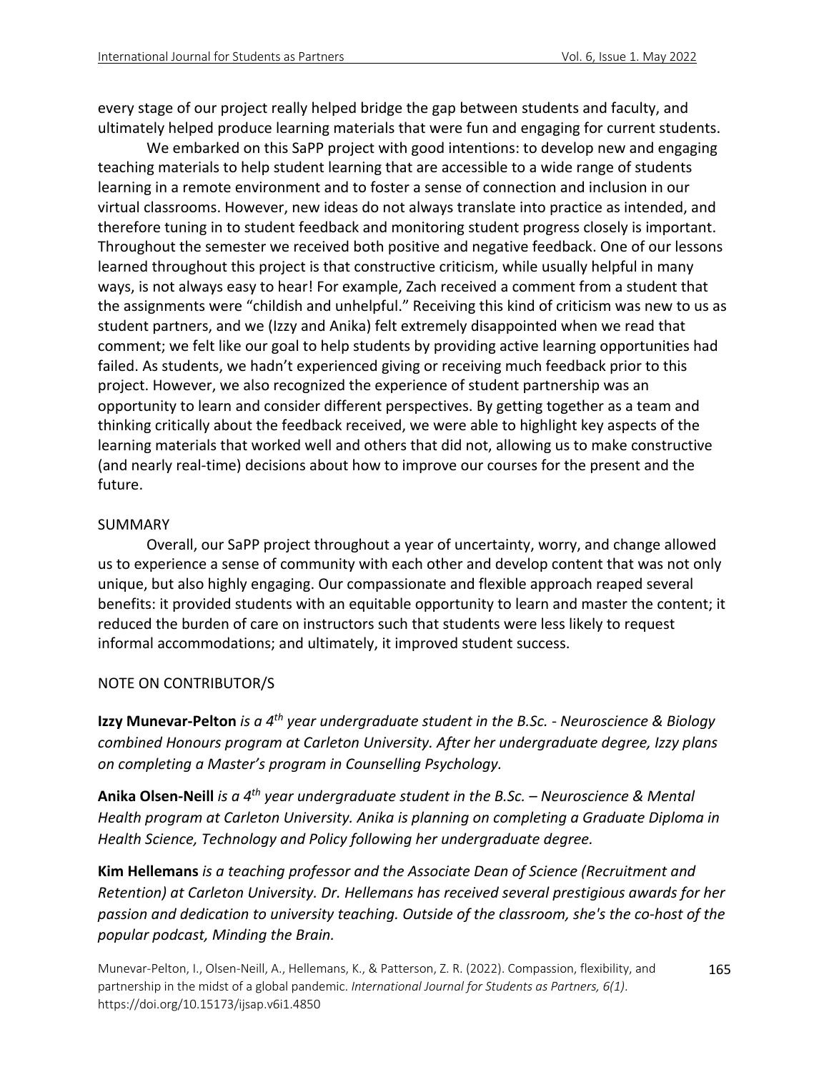every stage of our project really helped bridge the gap between students and faculty, and ultimately helped produce learning materials that were fun and engaging for current students.

We embarked on this SaPP project with good intentions: to develop new and engaging teaching materials to help student learning that are accessible to a wide range of students learning in a remote environment and to foster a sense of connection and inclusion in our virtual classrooms. However, new ideas do not always translate into practice as intended, and therefore tuning in to student feedback and monitoring student progress closely is important. Throughout the semester we received both positive and negative feedback. One of our lessons learned throughout this project is that constructive criticism, while usually helpful in many ways, is not always easy to hear! For example, Zach received a comment from a student that the assignments were "childish and unhelpful." Receiving this kind of criticism was new to us as student partners, and we (Izzy and Anika) felt extremely disappointed when we read that comment; we felt like our goal to help students by providing active learning opportunities had failed. As students, we hadn't experienced giving or receiving much feedback prior to this project. However, we also recognized the experience of student partnership was an opportunity to learn and consider different perspectives. By getting together as a team and thinking critically about the feedback received, we were able to highlight key aspects of the learning materials that worked well and others that did not, allowing us to make constructive (and nearly real-time) decisions about how to improve our courses for the present and the future.

## SUMMARY

Overall, our SaPP project throughout a year of uncertainty, worry, and change allowed us to experience a sense of community with each other and develop content that was not only unique, but also highly engaging. Our compassionate and flexible approach reaped several benefits: it provided students with an equitable opportunity to learn and master the content; it reduced the burden of care on instructors such that students were less likely to request informal accommodations; and ultimately, it improved student success.

## NOTE ON CONTRIBUTOR/S

**Izzy Munevar-Pelton** *is a 4th year undergraduate student in the B.Sc. - Neuroscience & Biology combined Honours program at Carleton University. After her undergraduate degree, Izzy plans on completing a Master's program in Counselling Psychology.*

**Anika Olsen-Neill** *is a 4th year undergraduate student in the B.Sc. – Neuroscience & Mental Health program at Carleton University. Anika is planning on completing a Graduate Diploma in Health Science, Technology and Policy following her undergraduate degree.*

**Kim Hellemans** *is a teaching professor and the Associate Dean of Science (Recruitment and Retention) at Carleton University. Dr. Hellemans has received several prestigious awards for her passion and dedication to university teaching. Outside of the classroom, she's the co-host of the popular podcast, Minding the Brain.*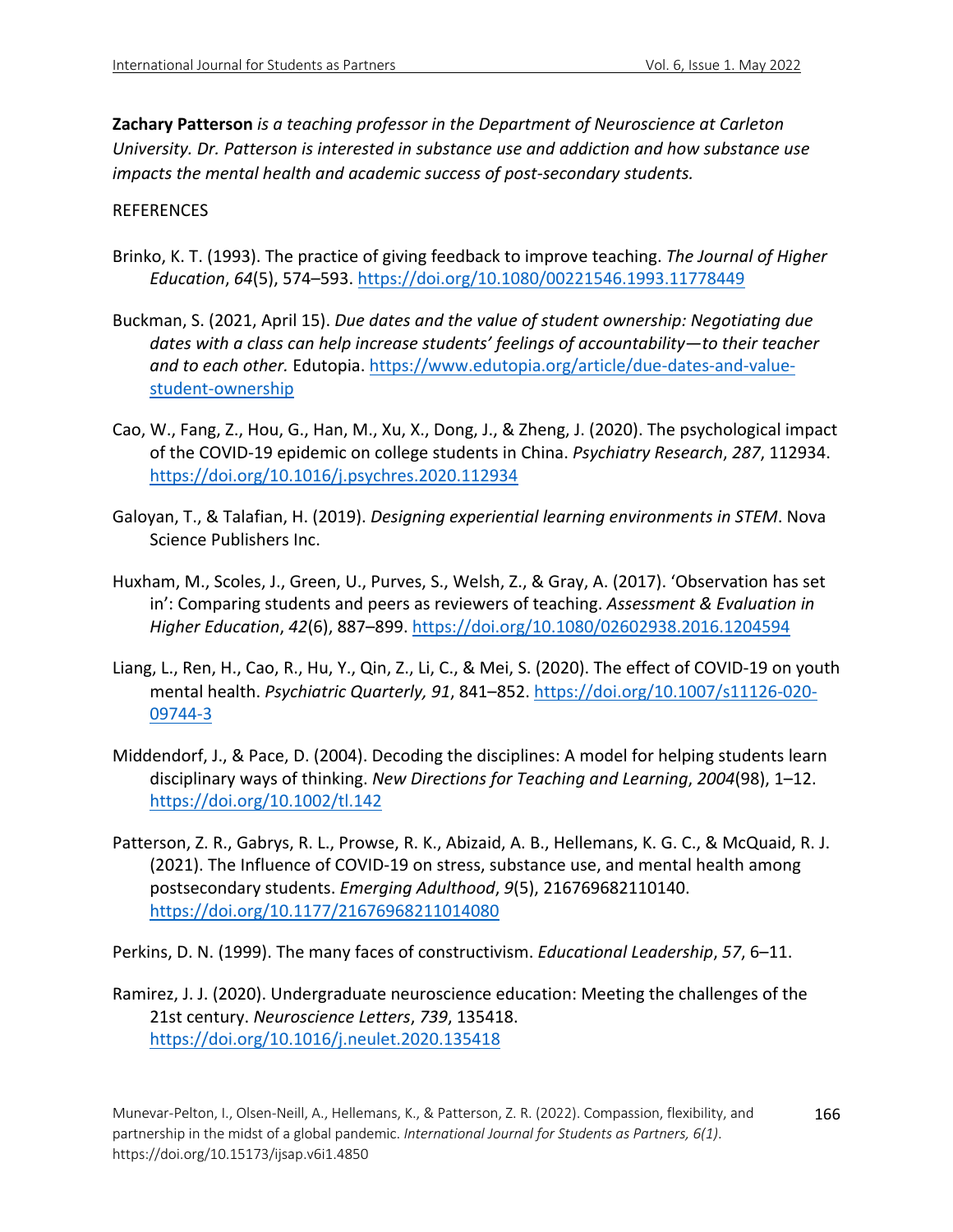**Zachary Patterson** *is a teaching professor in the Department of Neuroscience at Carleton University. Dr. Patterson is interested in substance use and addiction and how substance use impacts the mental health and academic success of post-secondary students.*

REFERENCES

Brinko, K. T. (1993). The practice of giving feedback to improve teaching. *The Journal of Higher Education*, *64*(5), 574–593. https://doi.org/10.1080/00221546.1993.11778449

Buckman, S. (2021, April 15). *Due dates and the value of student ownership: Negotiating due dates with a class can help increase students' feelings of accountability—to their teacher and to each other.* Edutopia. https://www.edutopia.org/article/due-dates-and-value-student-ownership

Cao, W., Fang, Z., Hou, G., Han, M., Xu, X., Dong, J., & Zheng, J. (2020). The psychological impact of the COVID-19 epidemic on college students in China. *Psychiatry Research*, *287*, 112934. https://doi.org/10.1016/j.psychres.2020.112934

Galoyan, T., & Talafian, H. (2019). *Designing experiential learning environments in STEM*. Nova Science Publishers Inc.

Huxham, M., Scoles, J., Green, U., Purves, S., Welsh, Z., & Gray, A. (2017). 'Observation has set in': Comparing students and peers as reviewers of teaching. *Assessment & Evaluation in Higher Education*, *42*(6), 887–899. https://doi.org/10.1080/02602938.2016.1204594

Liang, L., Ren, H., Cao, R., Hu, Y., Qin, Z., Li, C., & Mei, S. (2020). The effect of COVID-19 on youth mental health. *Psychiatric Quarterly, 91*, 841–852. https://doi.org/10.1007/s11126-020-09744-3

Middendorf, J., & Pace, D. (2004). Decoding the disciplines: A model for helping students learn disciplinary ways of thinking. *New Directions for Teaching and Learning*, *2004*(98), 1–12. https://doi.org/10.1002/tl.142

Patterson, Z. R., Gabrys, R. L., Prowse, R. K., Abizaid, A. B., Hellemans, K. G. C., & McQuaid, R. J. (2021). The Influence of COVID-19 on stress, substance use, and mental health among postsecondary students. *Emerging Adulthood*, *9*(5), 216769682110140. https://doi.org/10.1177/21676968211014080

Perkins, D. N. (1999). The many faces of constructivism. *Educational Leadership*, *57*, 6–11.

Ramirez, J. J. (2020). Undergraduate neuroscience education: Meeting the challenges of the 21st century. *Neuroscience Letters*, *739*, 135418. https://doi.org/10.1016/j.neulet.2020.135418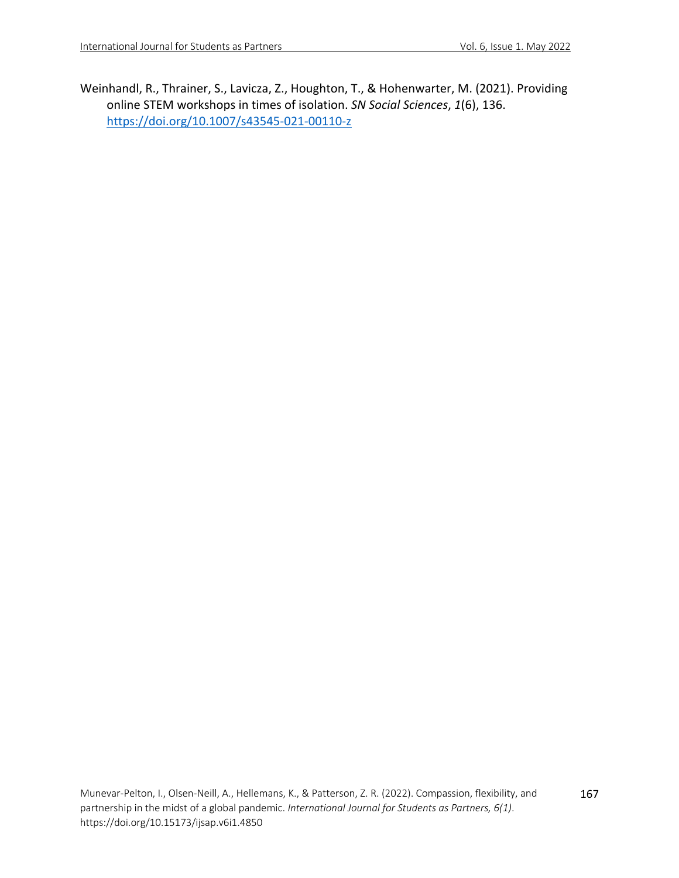Weinhandl, R., Thrainer, S., Lavicza, Z., Houghton, T., & Hohenwarter, M. (2021). Providing online STEM workshops in times of isolation. *SN Social Sciences*, *1*(6), 136. https://doi.org/10.1007/s43545-021-00110-z